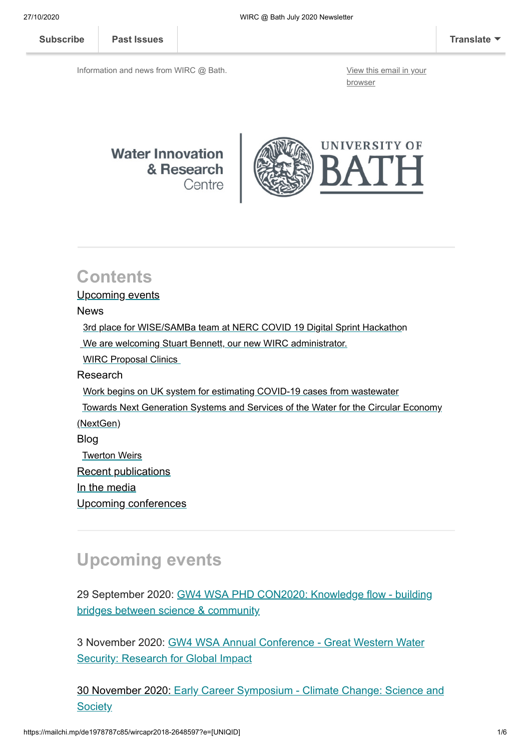Subscribe | Past Issues | Translate

Information and news from WIRC @ Bath.

View this email in your browser

Water Innovation & Research Centre | UNIVERSITY OF BATH

## Contents

Upcoming events

News

- 3rd place for WISE/SAMBa team at NERC COVID 19 Digital Sprint Hackathon
- We are welcoming Stuart Bennett, our new WIRC administrator.
- WIRC Proposal Clinics

Research

- Work begins on UK system for estimating COVID-19 cases from wastewater
- Towards Next Generation Systems and Services of the Water for the Circular Economy (NextGen)

Blog

- Twerton Weirs

Recent publications

In the media

Upcoming conferences

## Upcoming events

29 September 2020: GW4 WSA PHD CON2020: Knowledge flow - building bridges between science & community

3 November 2020: GW4 WSA Annual Conference - Great Western Water Security: Research for Global Impact

30 November 2020: Early Career Symposium - Climate Change: Science and Society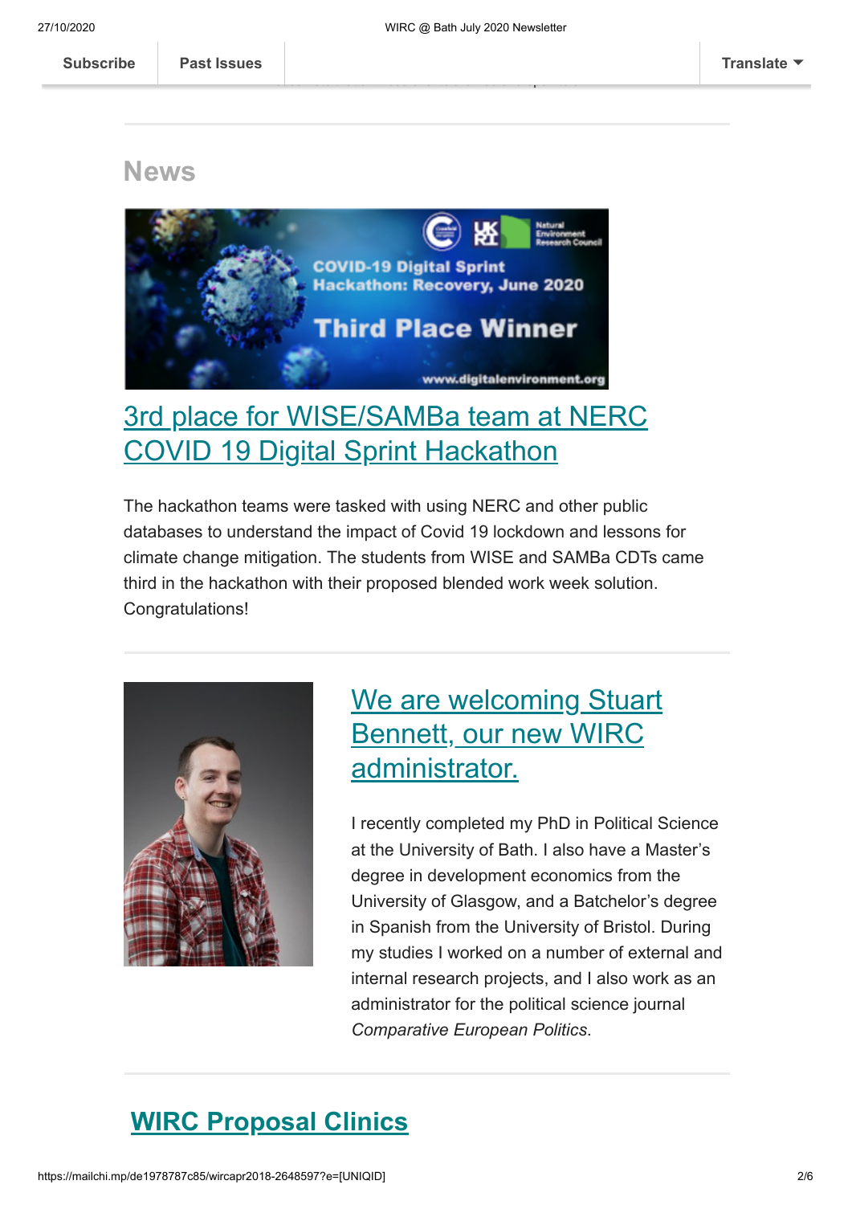## News

### [3rd place for WISE/SAMBa team at NERC COVID 19 Digital Sprint Hackathon]

The hackathon teams were tasked with using NERC and other public databases to understand the impact of Covid 19 lockdown and lessons for climate change mitigation. The students from WISE and SAMBa CDTs came third in the hackathon with their proposed blended work week solution. Congratulations!

### We are welcoming Stuart Bennett, our new WIRC administrator.

I recently completed my PhD in Political Science at the University of Bath. I also have a Master's degree in development economics from the University of Glasgow, and a Batchelor's degree in Spanish from the University of Bristol. During my studies I worked on a number of external and internal research projects, and I also work as an administrator for the political science journal *Comparative European Politics*.

### WIRC Proposal Clinics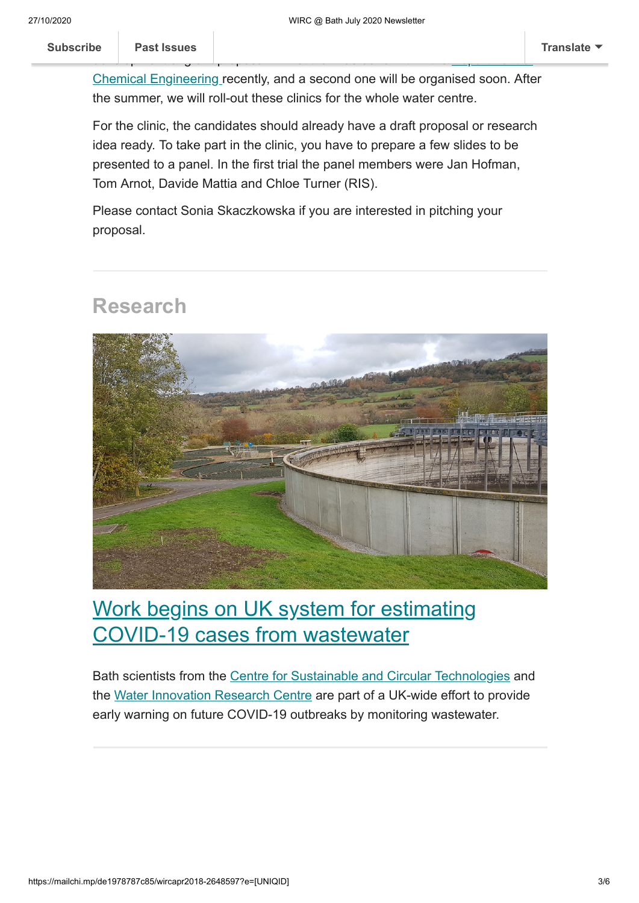Chemical Engineering recently, and a second one will be organised soon. After the summer, we will roll-out these clinics for the whole water centre.

For the clinic, the candidates should already have a draft proposal or research idea ready. To take part in the clinic, you have to prepare a few slides to be presented to a panel. In the first trial the panel members were Jan Hofman, Tom Arnot, Davide Mattia and Chloe Turner (RIS).

Please contact Sonia Skaczkowska if you are interested in pitching your proposal.

---

## Research

### Work begins on UK system for estimating COVID-19 cases from wastewater

Bath scientists from the Centre for Sustainable and Circular Technologies and the Water Innovation Research Centre are part of a UK-wide effort to provide early warning on future COVID-19 outbreaks by monitoring wastewater.

---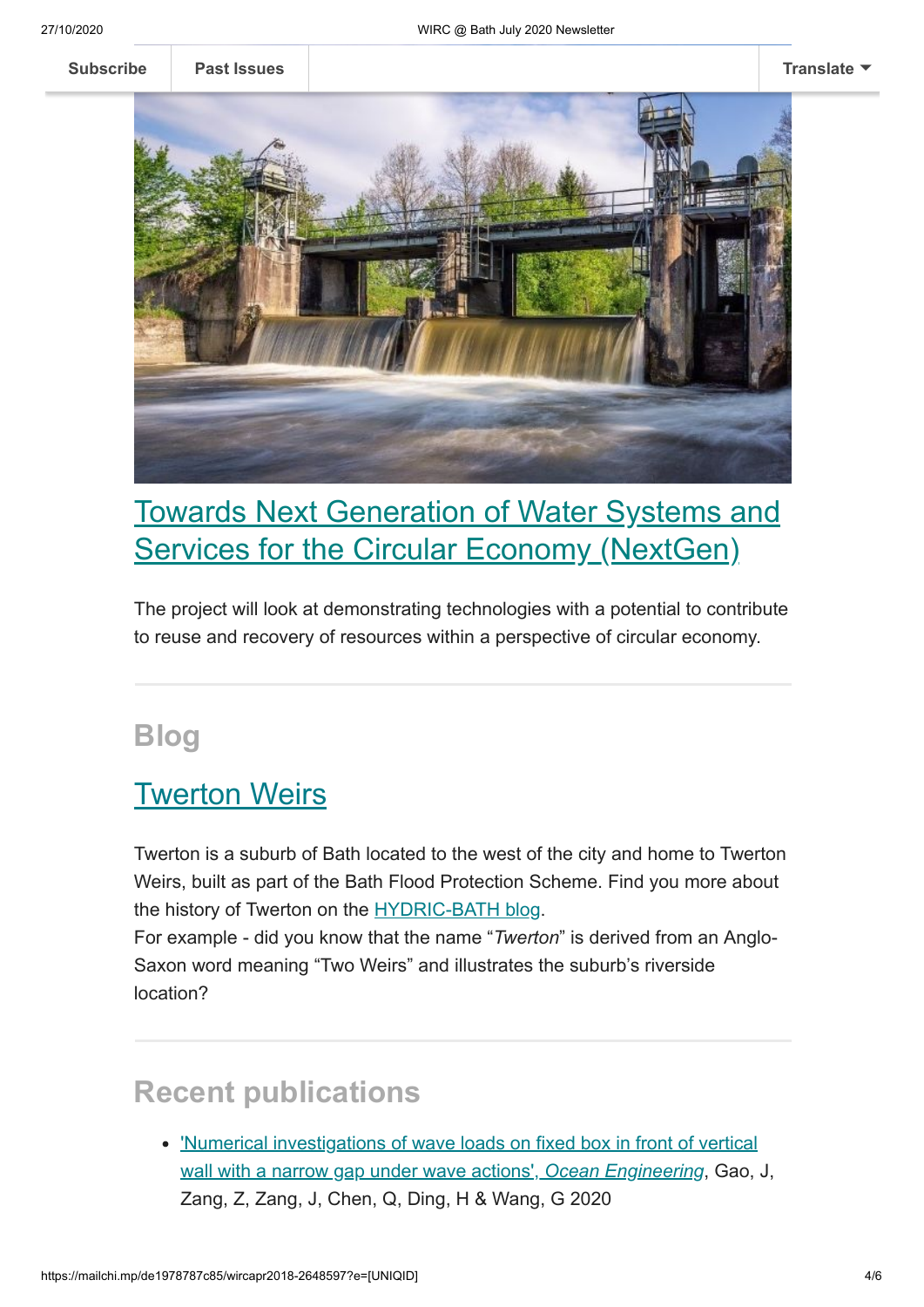## Towards Next Generation of Water Systems and Services for the Circular Economy (NextGen)

The project will look at demonstrating technologies with a potential to contribute to reuse and recovery of resources within a perspective of circular economy.

## Blog

### Twerton Weirs

Twerton is a suburb of Bath located to the west of the city and home to Twerton Weirs, built as part of the Bath Flood Protection Scheme. Find you more about the history of Twerton on the HYDRIC-BATH blog.
For example - did you know that the name "*Twerton*" is derived from an Anglo-Saxon word meaning "Two Weirs" and illustrates the suburb's riverside location?

## Recent publications

- 'Numerical investigations of wave loads on fixed box in front of vertical wall with a narrow gap under wave actions', *Ocean Engineering*, Gao, J, Zang, Z, Zang, J, Chen, Q, Ding, H & Wang, G 2020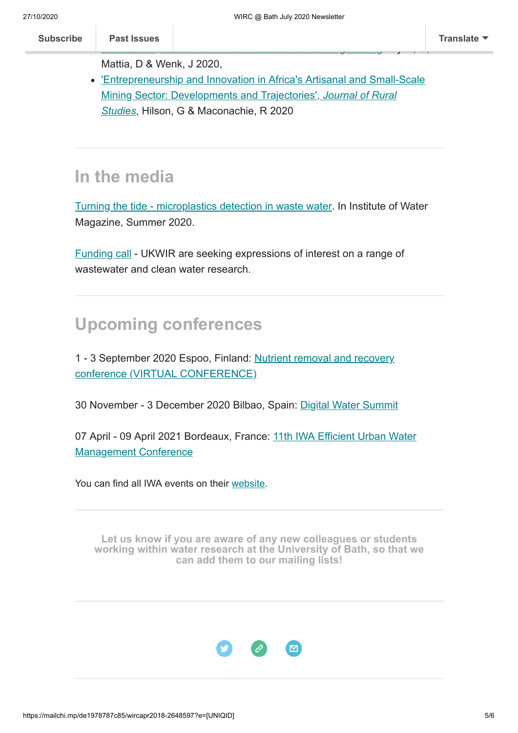Mattia, D & Wenk, J 2020,

- 'Entrepreneurship and Innovation in Africa's Artisanal and Small-Scale Mining Sector: Developments and Trajectories', *Journal of Rural Studies*, Hilson, G & Maconachie, R 2020

## In the media

Turning the tide - microplastics detection in waste water. In Institute of Water Magazine, Summer 2020.

Funding call - UKWIR are seeking expressions of interest on a range of wastewater and clean water research.

## Upcoming conferences

1 - 3 September 2020 Espoo, Finland: Nutrient removal and recovery conference (VIRTUAL CONFERENCE)

30 November - 3 December 2020 Bilbao, Spain: Digital Water Summit

07 April - 09 April 2021 Bordeaux, France: 11th IWA Efficient Urban Water Management Conference

You can find all IWA events on their website.

**Let us know if you are aware of any new colleagues or students working within water research at the University of Bath, so that we can add them to our mailing lists!**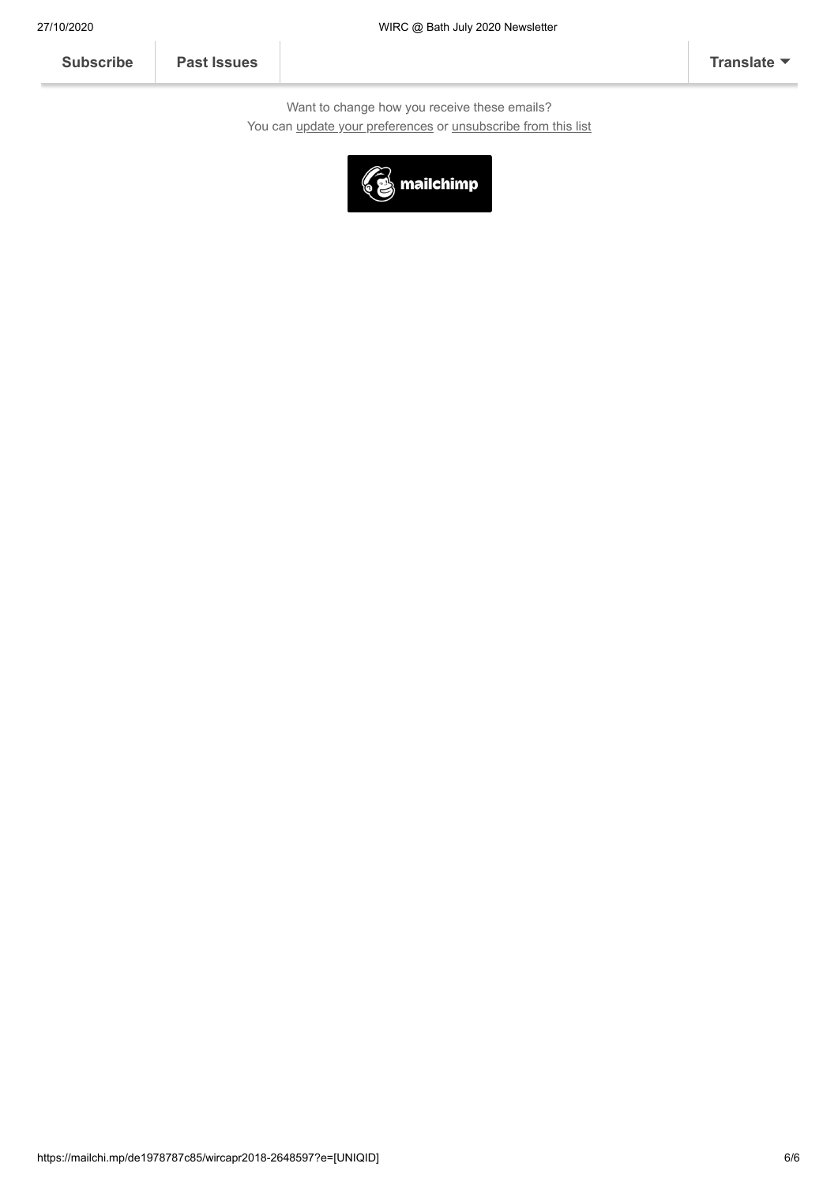Subscribe | Past Issues | Translate ▼

Want to change how you receive these emails?
You can update your preferences or unsubscribe from this list